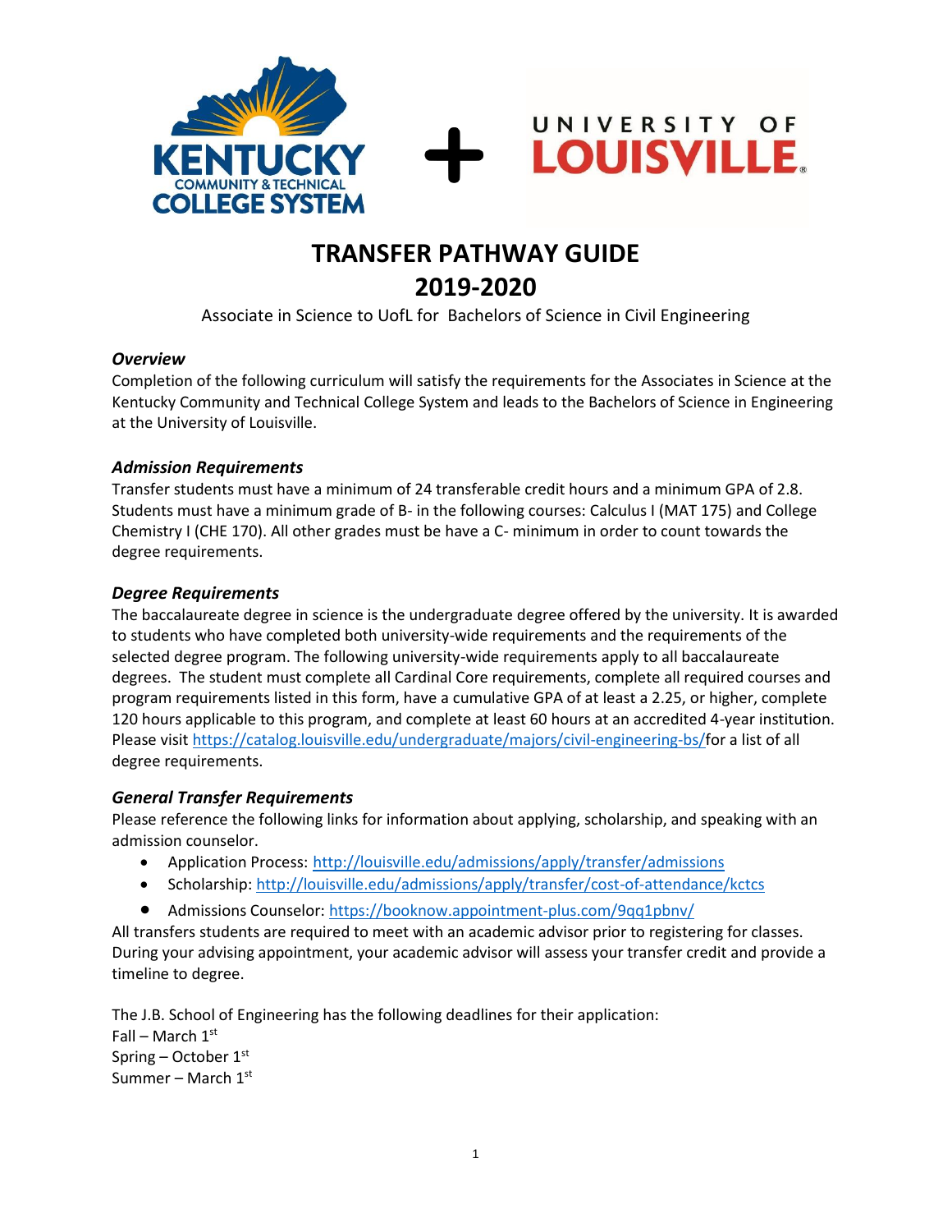# TRANSFER PATHWAY GUIDE
# 2019-2020

Associate in Science to UofL for Bachelors of Science in Civil Engineering

### *Overview*

Completion of the following curriculum will satisfy the requirements for the Associates in Science at the Kentucky Community and Technical College System and leads to the Bachelors of Science in Engineering at the University of Louisville.

### *Admission Requirements*

Transfer students must have a minimum of 24 transferable credit hours and a minimum GPA of 2.8. Students must have a minimum grade of B- in the following courses: Calculus I (MAT 175) and College Chemistry I (CHE 170). All other grades must be have a C- minimum in order to count towards the degree requirements.

### *Degree Requirements*

The baccalaureate degree in science is the undergraduate degree offered by the university. It is awarded to students who have completed both university-wide requirements and the requirements of the selected degree program. The following university-wide requirements apply to all baccalaureate degrees. The student must complete all Cardinal Core requirements, complete all required courses and program requirements listed in this form, have a cumulative GPA of at least a 2.25, or higher, complete 120 hours applicable to this program, and complete at least 60 hours at an accredited 4-year institution. Please visit https://catalog.louisville.edu/undergraduate/majors/civil-engineering-bs/for a list of all degree requirements.

### *General Transfer Requirements*

Please reference the following links for information about applying, scholarship, and speaking with an admission counselor.

- Application Process: http://louisville.edu/admissions/apply/transfer/admissions
- Scholarship: http://louisville.edu/admissions/apply/transfer/cost-of-attendance/kctcs
- Admissions Counselor: https://booknow.appointment-plus.com/9qq1pbnv/

All transfers students are required to meet with an academic advisor prior to registering for classes. During your advising appointment, your academic advisor will assess your transfer credit and provide a timeline to degree.

The J.B. School of Engineering has the following deadlines for their application:
Fall – March 1st
Spring – October 1st
Summer – March 1st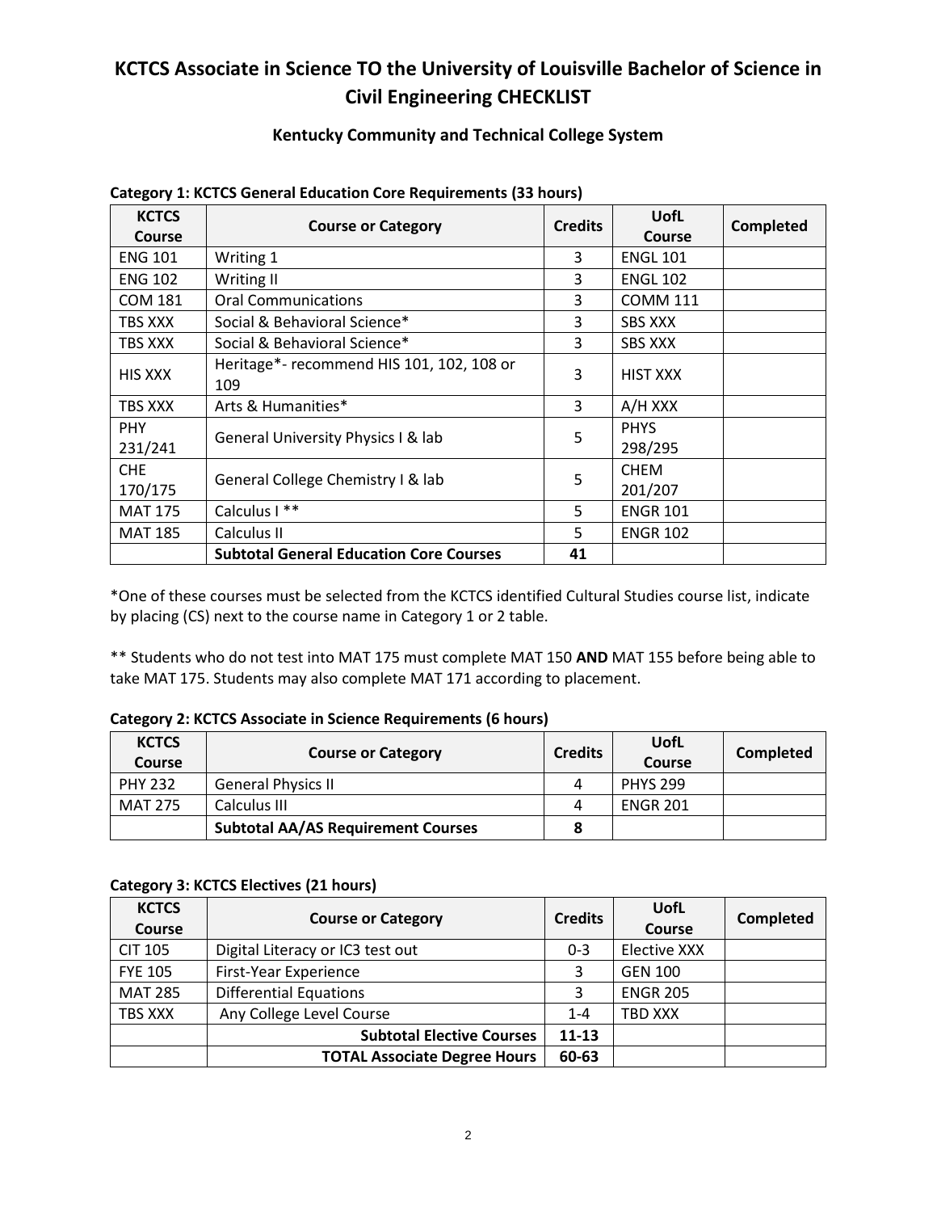# KCTCS Associate in Science TO the University of Louisville Bachelor of Science in Civil Engineering CHECKLIST

## Kentucky Community and Technical College System

**Category 1: KCTCS General Education Core Requirements (33 hours)**

| KCTCS Course | Course or Category | Credits | UofL Course | Completed |
|---|---|---|---|---|
| ENG 101 | Writing 1 | 3 | ENGL 101 | |
| ENG 102 | Writing II | 3 | ENGL 102 | |
| COM 181 | Oral Communications | 3 | COMM 111 | |
| TBS XXX | Social & Behavioral Science* | 3 | SBS XXX | |
| TBS XXX | Social & Behavioral Science* | 3 | SBS XXX | |
| HIS XXX | Heritage*- recommend HIS 101, 102, 108 or 109 | 3 | HIST XXX | |
| TBS XXX | Arts & Humanities* | 3 | A/H XXX | |
| PHY 231/241 | General University Physics I & lab | 5 | PHYS 298/295 | |
| CHE 170/175 | General College Chemistry I & lab | 5 | CHEM 201/207 | |
| MAT 175 | Calculus I ** | 5 | ENGR 101 | |
| MAT 185 | Calculus II | 5 | ENGR 102 | |
| | **Subtotal General Education Core Courses** | **41** | | |

*One of these courses must be selected from the KCTCS identified Cultural Studies course list, indicate by placing (CS) next to the course name in Category 1 or 2 table.

** Students who do not test into MAT 175 must complete MAT 150 **AND** MAT 155 before being able to take MAT 175. Students may also complete MAT 171 according to placement.

**Category 2: KCTCS Associate in Science Requirements (6 hours)**

| KCTCS Course | Course or Category | Credits | UofL Course | Completed |
|---|---|---|---|---|
| PHY 232 | General Physics II | 4 | PHYS 299 | |
| MAT 275 | Calculus III | 4 | ENGR 201 | |
| | **Subtotal AA/AS Requirement Courses** | **8** | | |

**Category 3: KCTCS Electives (21 hours)**

| KCTCS Course | Course or Category | Credits | UofL Course | Completed |
|---|---|---|---|---|
| CIT 105 | Digital Literacy or IC3 test out | 0-3 | Elective XXX | |
| FYE 105 | First-Year Experience | 3 | GEN 100 | |
| MAT 285 | Differential Equations | 3 | ENGR 205 | |
| TBS XXX | Any College Level Course | 1-4 | TBD XXX | |
| | **Subtotal Elective Courses** | **11-13** | | |
| | **TOTAL Associate Degree Hours** | **60-63** | | |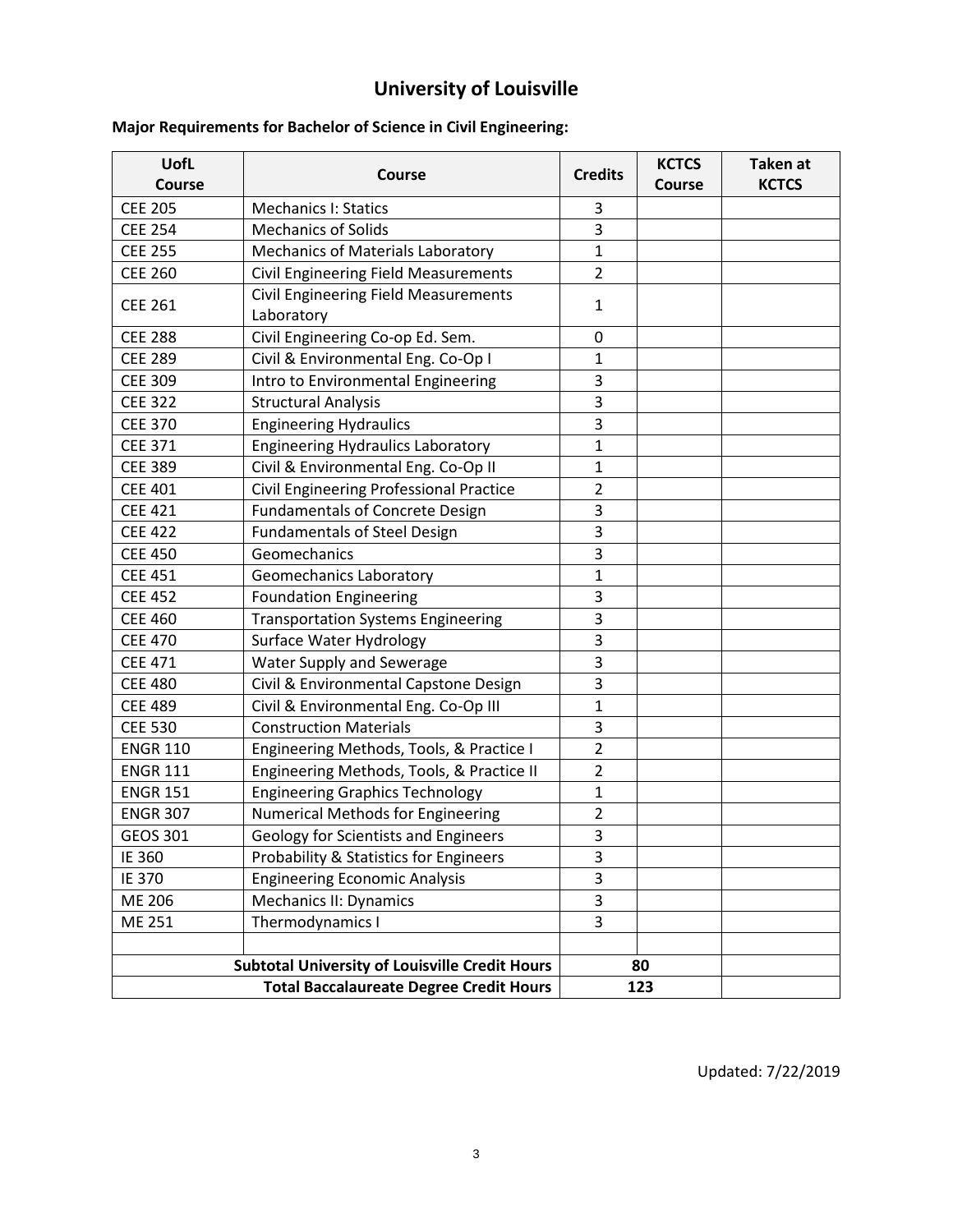# University of Louisville

**Major Requirements for Bachelor of Science in Civil Engineering:**

| UofL Course | Course | Credits | KCTCS Course | Taken at KCTCS |
|---|---|---|---|---|
| CEE 205 | Mechanics I: Statics | 3 | | |
| CEE 254 | Mechanics of Solids | 3 | | |
| CEE 255 | Mechanics of Materials Laboratory | 1 | | |
| CEE 260 | Civil Engineering Field Measurements | 2 | | |
| CEE 261 | Civil Engineering Field Measurements Laboratory | 1 | | |
| CEE 288 | Civil Engineering Co-op Ed. Sem. | 0 | | |
| CEE 289 | Civil & Environmental Eng. Co-Op I | 1 | | |
| CEE 309 | Intro to Environmental Engineering | 3 | | |
| CEE 322 | Structural Analysis | 3 | | |
| CEE 370 | Engineering Hydraulics | 3 | | |
| CEE 371 | Engineering Hydraulics Laboratory | 1 | | |
| CEE 389 | Civil & Environmental Eng. Co-Op II | 1 | | |
| CEE 401 | Civil Engineering Professional Practice | 2 | | |
| CEE 421 | Fundamentals of Concrete Design | 3 | | |
| CEE 422 | Fundamentals of Steel Design | 3 | | |
| CEE 450 | Geomechanics | 3 | | |
| CEE 451 | Geomechanics Laboratory | 1 | | |
| CEE 452 | Foundation Engineering | 3 | | |
| CEE 460 | Transportation Systems Engineering | 3 | | |
| CEE 470 | Surface Water Hydrology | 3 | | |
| CEE 471 | Water Supply and Sewerage | 3 | | |
| CEE 480 | Civil & Environmental Capstone Design | 3 | | |
| CEE 489 | Civil & Environmental Eng. Co-Op III | 1 | | |
| CEE 530 | Construction Materials | 3 | | |
| ENGR 110 | Engineering Methods, Tools, & Practice I | 2 | | |
| ENGR 111 | Engineering Methods, Tools, & Practice II | 2 | | |
| ENGR 151 | Engineering Graphics Technology | 1 | | |
| ENGR 307 | Numerical Methods for Engineering | 2 | | |
| GEOS 301 | Geology for Scientists and Engineers | 3 | | |
| IE 360 | Probability & Statistics for Engineers | 3 | | |
| IE 370 | Engineering Economic Analysis | 3 | | |
| ME 206 | Mechanics II: Dynamics | 3 | | |
| ME 251 | Thermodynamics I | 3 | | |
| | | | | |
| | **Subtotal University of Louisville Credit Hours** | **80** | | |
| | **Total Baccalaureate Degree Credit Hours** | **123** | | |

Updated: 7/22/2019